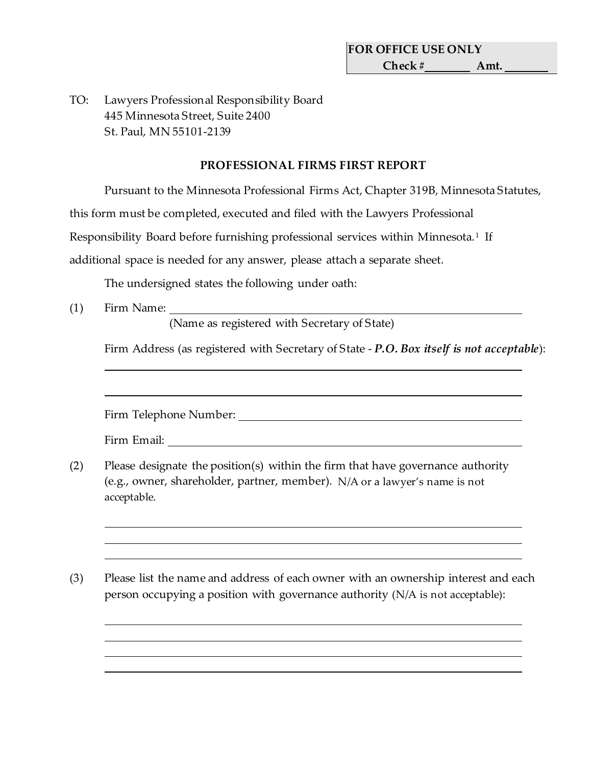| FOR OFFICE USE ONLY |
|---|
| Check # ________ Amt. ________ |

TO: Lawyers Professional Responsibility Board
445 Minnesota Street, Suite 2400
St. Paul, MN 55101-2139

**PROFESSIONAL FIRMS FIRST REPORT**

Pursuant to the Minnesota Professional Firms Act, Chapter 319B, Minnesota Statutes, this form must be completed, executed and filed with the Lawyers Professional Responsibility Board before furnishing professional services within Minnesota.[1] If additional space is needed for any answer, please attach a separate sheet.

The undersigned states the following under oath:

(1) Firm Name: ______________________________________________
(Name as registered with Secretary of State)

Firm Address (as registered with Secretary of State - ***P.O. Box itself is not acceptable***):

______________________________________________

______________________________________________

Firm Telephone Number: ______________________________________________

Firm Email: ______________________________________________

(2) Please designate the position(s) within the firm that have governance authority (e.g., owner, shareholder, partner, member). N/A or a lawyer's name is not acceptable.

______________________________________________

______________________________________________

______________________________________________

(3) Please list the name and address of each owner with an ownership interest and each person occupying a position with governance authority (N/A is not acceptable):

______________________________________________

______________________________________________

______________________________________________

______________________________________________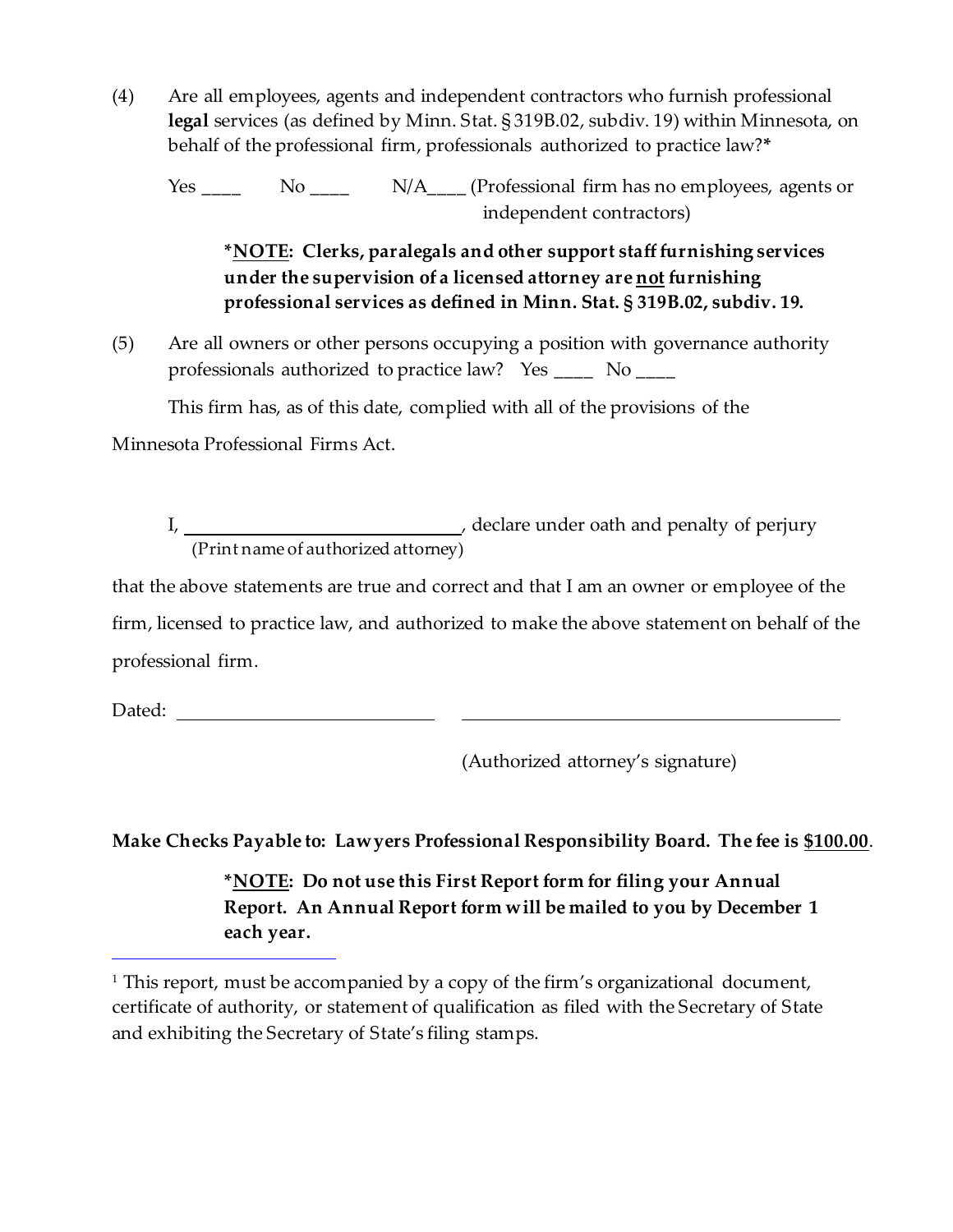(4) Are all employees, agents and independent contractors who furnish professional **legal** services (as defined by Minn. Stat. § 319B.02, subdiv. 19) within Minnesota, on behalf of the professional firm, professionals authorized to practice law?*

Yes ____ No ____ N/A____ (Professional firm has no employees, agents or independent contractors)

> ***<u>NOTE</u>: Clerks, paralegals and other support staff furnishing services under the supervision of a licensed attorney are <u>not</u> furnishing professional services as defined in Minn. Stat. § 319B.02, subdiv. 19.**

(5) Are all owners or other persons occupying a position with governance authority professionals authorized to practice law? Yes ____ No ____

This firm has, as of this date, complied with all of the provisions of the Minnesota Professional Firms Act.

I, ______________________________, declare under oath and penalty of perjury
(Print name of authorized attorney)

that the above statements are true and correct and that I am an owner or employee of the firm, licensed to practice law, and authorized to make the above statement on behalf of the professional firm.

Dated: ____________________________ ____________________________________________

(Authorized attorney's signature)

**Make Checks Payable to: Lawyers Professional Responsibility Board. The fee is <u>$100.00</u>.**

> ***<u>NOTE</u>: Do not use this First Report form for filing your Annual Report. An Annual Report form will be mailed to you by December 1 each year.**

---

[1] This report, must be accompanied by a copy of the firm's organizational document, certificate of authority, or statement of qualification as filed with the Secretary of State and exhibiting the Secretary of State's filing stamps.